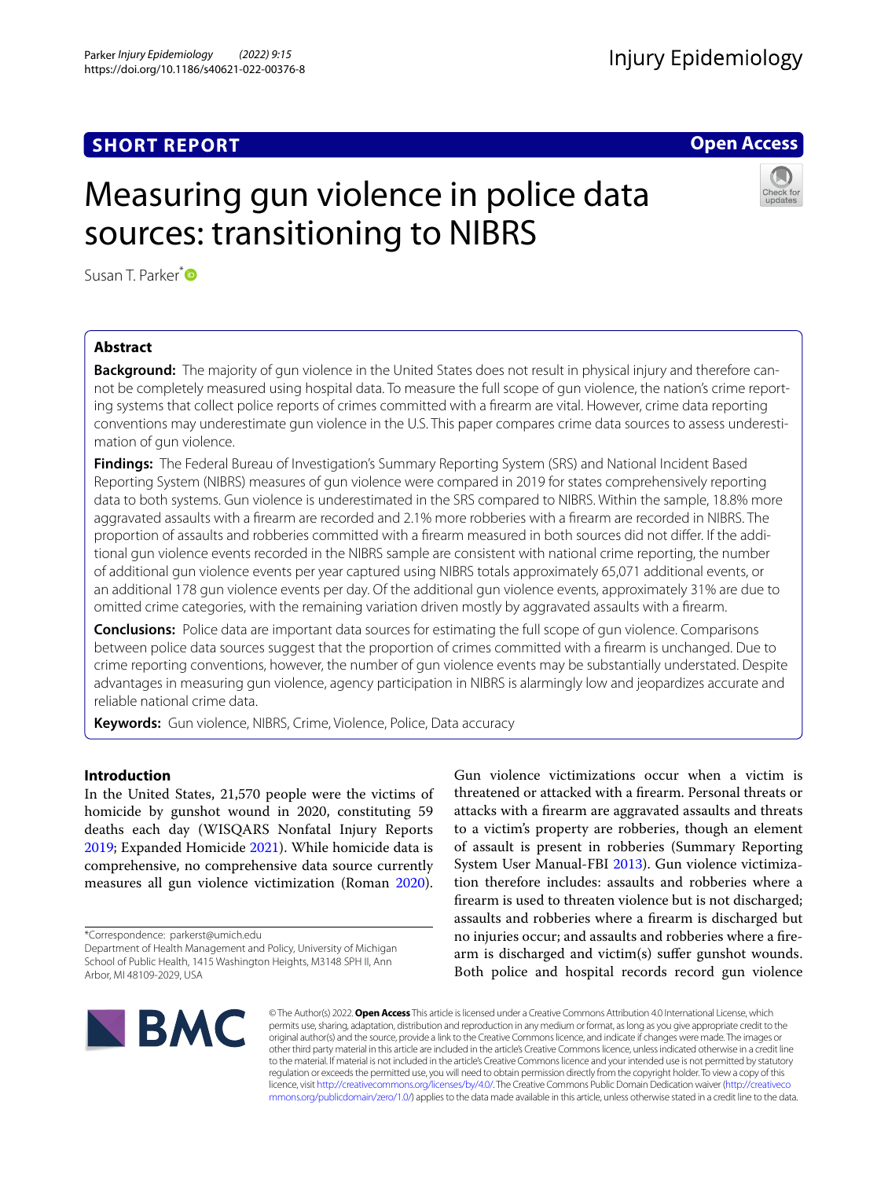SHORT REPORT

Open Access

# Measuring gun violence in police data sources: transitioning to NIBRS

Susan T. Parker*

## Abstract

**Background:** The majority of gun violence in the United States does not result in physical injury and therefore cannot be completely measured using hospital data. To measure the full scope of gun violence, the nation's crime reporting systems that collect police reports of crimes committed with a firearm are vital. However, crime data reporting conventions may underestimate gun violence in the U.S. This paper compares crime data sources to assess underestimation of gun violence.

**Findings:** The Federal Bureau of Investigation's Summary Reporting System (SRS) and National Incident Based Reporting System (NIBRS) measures of gun violence were compared in 2019 for states comprehensively reporting data to both systems. Gun violence is underestimated in the SRS compared to NIBRS. Within the sample, 18.8% more aggravated assaults with a firearm are recorded and 2.1% more robberies with a firearm are recorded in NIBRS. The proportion of assaults and robberies committed with a firearm measured in both sources did not differ. If the additional gun violence events recorded in the NIBRS sample are consistent with national crime reporting, the number of additional gun violence events per year captured using NIBRS totals approximately 65,071 additional events, or an additional 178 gun violence events per day. Of the additional gun violence events, approximately 31% are due to omitted crime categories, with the remaining variation driven mostly by aggravated assaults with a firearm.

**Conclusions:** Police data are important data sources for estimating the full scope of gun violence. Comparisons between police data sources suggest that the proportion of crimes committed with a firearm is unchanged. Due to crime reporting conventions, however, the number of gun violence events may be substantially understated. Despite advantages in measuring gun violence, agency participation in NIBRS is alarmingly low and jeopardizes accurate and reliable national crime data.

**Keywords:** Gun violence, NIBRS, Crime, Violence, Police, Data accuracy

## Introduction

In the United States, 21,570 people were the victims of homicide by gunshot wound in 2020, constituting 59 deaths each day (WISQARS Nonfatal Injury Reports 2019; Expanded Homicide 2021). While homicide data is comprehensive, no comprehensive data source currently measures all gun violence victimization (Roman 2020).

Gun violence victimizations occur when a victim is threatened or attacked with a firearm. Personal threats or attacks with a firearm are aggravated assaults and threats to a victim's property are robberies, though an element of assault is present in robberies (Summary Reporting System User Manual-FBI 2013). Gun violence victimization therefore includes: assaults and robberies where a firearm is used to threaten violence but is not discharged; assaults and robberies where a firearm is discharged but no injuries occur; and assaults and robberies where a firearm is discharged and victim(s) suffer gunshot wounds. Both police and hospital records record gun violence

*Correspondence: parkerst@umich.edu
Department of Health Management and Policy, University of Michigan School of Public Health, 1415 Washington Heights, M3148 SPH II, Ann Arbor, MI 48109-2029, USA

© The Author(s) 2022. **Open Access** This article is licensed under a Creative Commons Attribution 4.0 International License, which permits use, sharing, adaptation, distribution and reproduction in any medium or format, as long as you give appropriate credit to the original author(s) and the source, provide a link to the Creative Commons licence, and indicate if changes were made. The images or other third party material in this article are included in the article's Creative Commons licence, unless indicated otherwise in a credit line to the material. If material is not included in the article's Creative Commons licence and your intended use is not permitted by statutory regulation or exceeds the permitted use, you will need to obtain permission directly from the copyright holder. To view a copy of this licence, visit http://creativecommons.org/licenses/by/4.0/. The Creative Commons Public Domain Dedication waiver (http://creativecommons.org/publicdomain/zero/1.0/) applies to the data made available in this article, unless otherwise stated in a credit line to the data.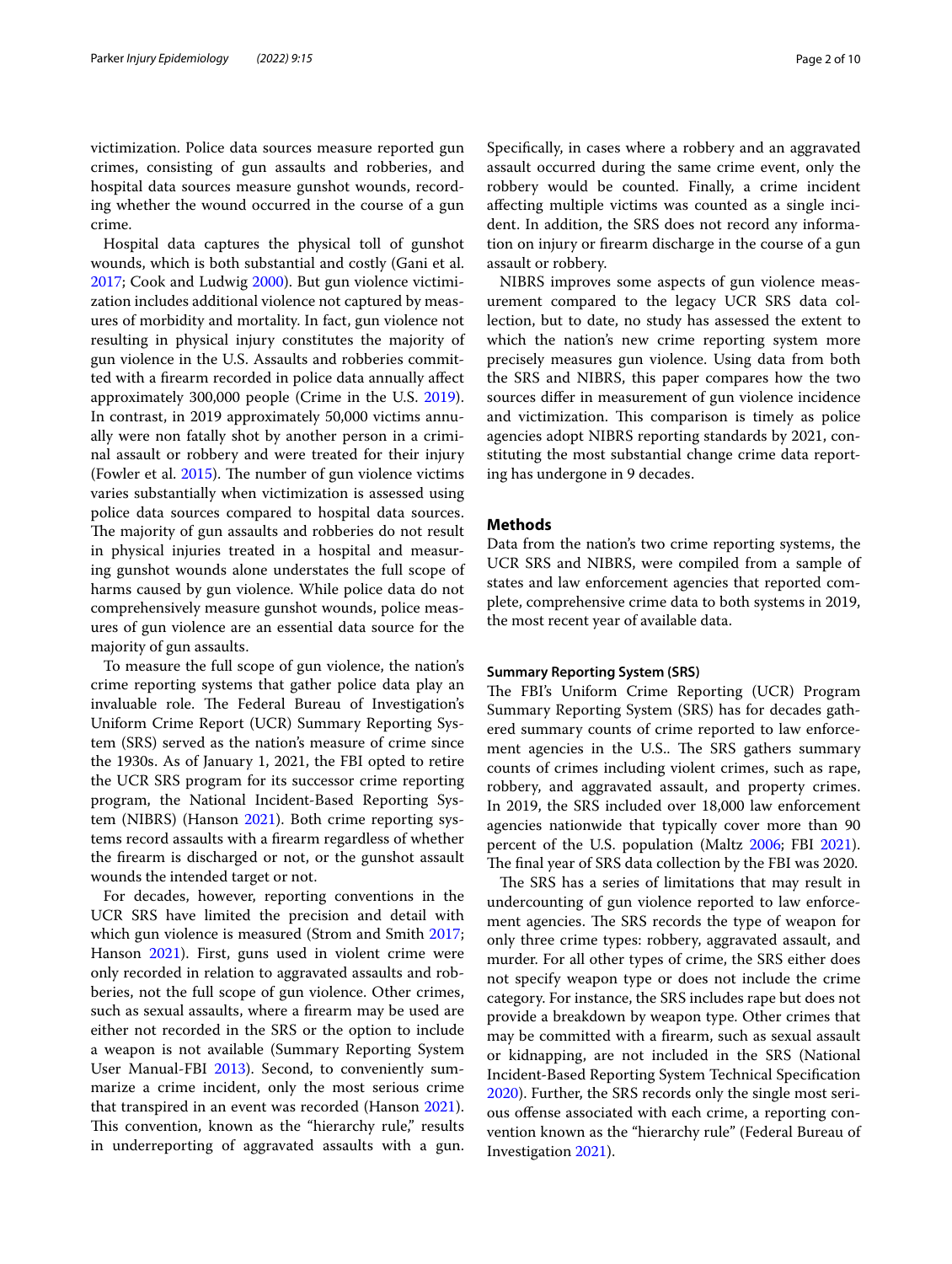victimization. Police data sources measure reported gun crimes, consisting of gun assaults and robberies, and hospital data sources measure gunshot wounds, recording whether the wound occurred in the course of a gun crime.

Hospital data captures the physical toll of gunshot wounds, which is both substantial and costly (Gani et al. 2017; Cook and Ludwig 2000). But gun violence victimization includes additional violence not captured by measures of morbidity and mortality. In fact, gun violence not resulting in physical injury constitutes the majority of gun violence in the U.S. Assaults and robberies committed with a firearm recorded in police data annually affect approximately 300,000 people (Crime in the U.S. 2019). In contrast, in 2019 approximately 50,000 victims annually were non fatally shot by another person in a criminal assault or robbery and were treated for their injury (Fowler et al. 2015). The number of gun violence victims varies substantially when victimization is assessed using police data sources compared to hospital data sources. The majority of gun assaults and robberies do not result in physical injuries treated in a hospital and measuring gunshot wounds alone understates the full scope of harms caused by gun violence. While police data do not comprehensively measure gunshot wounds, police measures of gun violence are an essential data source for the majority of gun assaults.

To measure the full scope of gun violence, the nation's crime reporting systems that gather police data play an invaluable role. The Federal Bureau of Investigation's Uniform Crime Report (UCR) Summary Reporting System (SRS) served as the nation's measure of crime since the 1930s. As of January 1, 2021, the FBI opted to retire the UCR SRS program for its successor crime reporting program, the National Incident-Based Reporting System (NIBRS) (Hanson 2021). Both crime reporting systems record assaults with a firearm regardless of whether the firearm is discharged or not, or the gunshot assault wounds the intended target or not.

For decades, however, reporting conventions in the UCR SRS have limited the precision and detail with which gun violence is measured (Strom and Smith 2017; Hanson 2021). First, guns used in violent crime were only recorded in relation to aggravated assaults and robberies, not the full scope of gun violence. Other crimes, such as sexual assaults, where a firearm may be used are either not recorded in the SRS or the option to include a weapon is not available (Summary Reporting System User Manual-FBI 2013). Second, to conveniently summarize a crime incident, only the most serious crime that transpired in an event was recorded (Hanson 2021). This convention, known as the "hierarchy rule," results in underreporting of aggravated assaults with a gun. Specifically, in cases where a robbery and an aggravated assault occurred during the same crime event, only the robbery would be counted. Finally, a crime incident affecting multiple victims was counted as a single incident. In addition, the SRS does not record any information on injury or firearm discharge in the course of a gun assault or robbery.

NIBRS improves some aspects of gun violence measurement compared to the legacy UCR SRS data collection, but to date, no study has assessed the extent to which the nation's new crime reporting system more precisely measures gun violence. Using data from both the SRS and NIBRS, this paper compares how the two sources differ in measurement of gun violence incidence and victimization. This comparison is timely as police agencies adopt NIBRS reporting standards by 2021, constituting the most substantial change crime data reporting has undergone in 9 decades.

## Methods

Data from the nation's two crime reporting systems, the UCR SRS and NIBRS, were compiled from a sample of states and law enforcement agencies that reported complete, comprehensive crime data to both systems in 2019, the most recent year of available data.

### Summary Reporting System (SRS)

The FBI's Uniform Crime Reporting (UCR) Program Summary Reporting System (SRS) has for decades gathered summary counts of crime reported to law enforcement agencies in the U.S.. The SRS gathers summary counts of crimes including violent crimes, such as rape, robbery, and aggravated assault, and property crimes. In 2019, the SRS included over 18,000 law enforcement agencies nationwide that typically cover more than 90 percent of the U.S. population (Maltz 2006; FBI 2021). The final year of SRS data collection by the FBI was 2020.

The SRS has a series of limitations that may result in undercounting of gun violence reported to law enforcement agencies. The SRS records the type of weapon for only three crime types: robbery, aggravated assault, and murder. For all other types of crime, the SRS either does not specify weapon type or does not include the crime category. For instance, the SRS includes rape but does not provide a breakdown by weapon type. Other crimes that may be committed with a firearm, such as sexual assault or kidnapping, are not included in the SRS (National Incident-Based Reporting System Technical Specification 2020). Further, the SRS records only the single most serious offense associated with each crime, a reporting convention known as the "hierarchy rule" (Federal Bureau of Investigation 2021).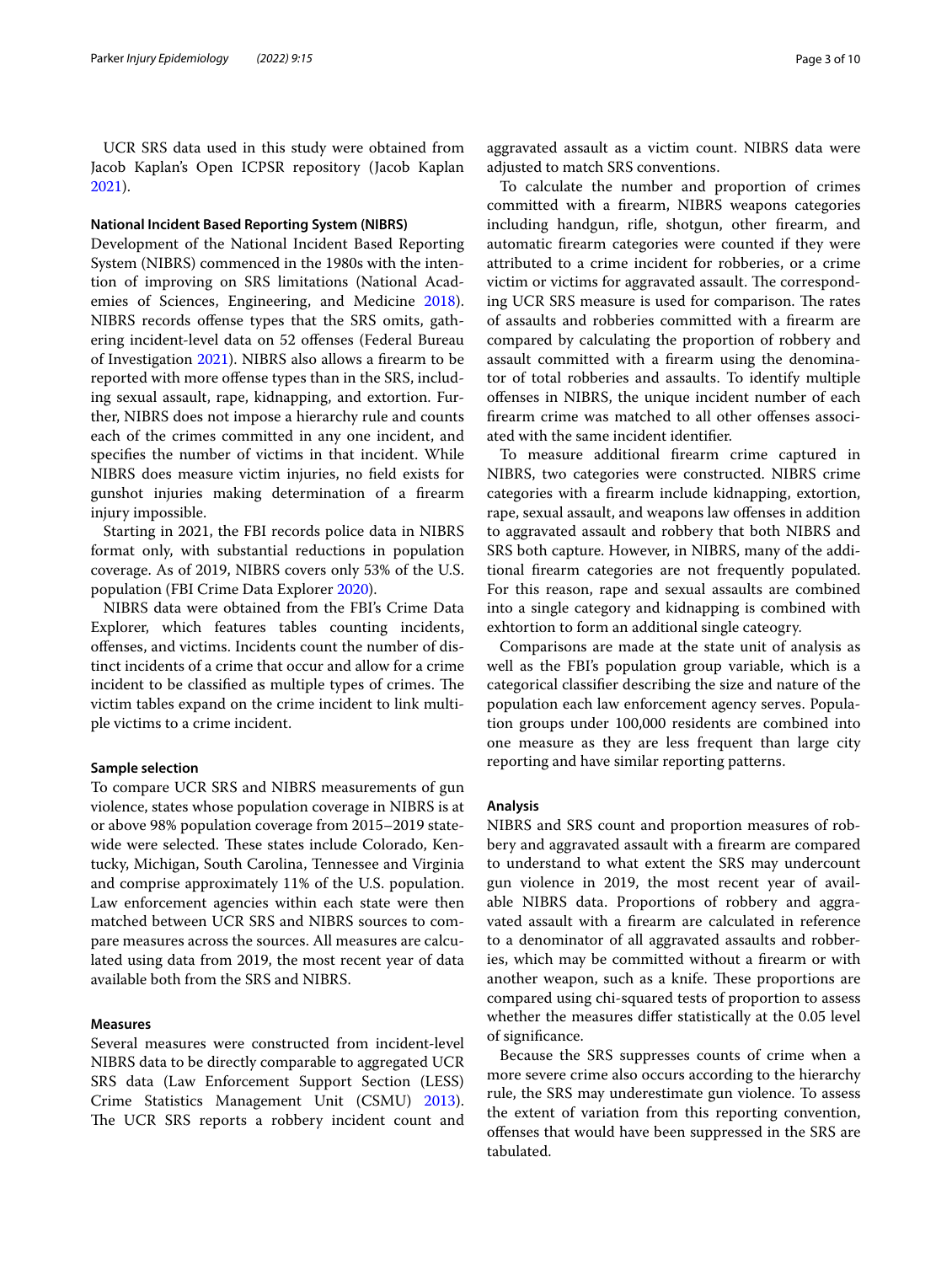UCR SRS data used in this study were obtained from Jacob Kaplan's Open ICPSR repository (Jacob Kaplan 2021).

### National Incident Based Reporting System (NIBRS)

Development of the National Incident Based Reporting System (NIBRS) commenced in the 1980s with the intention of improving on SRS limitations (National Academies of Sciences, Engineering, and Medicine 2018). NIBRS records offense types that the SRS omits, gathering incident-level data on 52 offenses (Federal Bureau of Investigation 2021). NIBRS also allows a firearm to be reported with more offense types than in the SRS, including sexual assault, rape, kidnapping, and extortion. Further, NIBRS does not impose a hierarchy rule and counts each of the crimes committed in any one incident, and specifies the number of victims in that incident. While NIBRS does measure victim injuries, no field exists for gunshot injuries making determination of a firearm injury impossible.

Starting in 2021, the FBI records police data in NIBRS format only, with substantial reductions in population coverage. As of 2019, NIBRS covers only 53% of the U.S. population (FBI Crime Data Explorer 2020).

NIBRS data were obtained from the FBI's Crime Data Explorer, which features tables counting incidents, offenses, and victims. Incidents count the number of distinct incidents of a crime that occur and allow for a crime incident to be classified as multiple types of crimes. The victim tables expand on the crime incident to link multiple victims to a crime incident.

### Sample selection

To compare UCR SRS and NIBRS measurements of gun violence, states whose population coverage in NIBRS is at or above 98% population coverage from 2015–2019 statewide were selected. These states include Colorado, Kentucky, Michigan, South Carolina, Tennessee and Virginia and comprise approximately 11% of the U.S. population. Law enforcement agencies within each state were then matched between UCR SRS and NIBRS sources to compare measures across the sources. All measures are calculated using data from 2019, the most recent year of data available both from the SRS and NIBRS.

### Measures

Several measures were constructed from incident-level NIBRS data to be directly comparable to aggregated UCR SRS data (Law Enforcement Support Section (LESS) Crime Statistics Management Unit (CSMU) 2013). The UCR SRS reports a robbery incident count and aggravated assault as a victim count. NIBRS data were adjusted to match SRS conventions.

To calculate the number and proportion of crimes committed with a firearm, NIBRS weapons categories including handgun, rifle, shotgun, other firearm, and automatic firearm categories were counted if they were attributed to a crime incident for robberies, or a crime victim or victims for aggravated assault. The corresponding UCR SRS measure is used for comparison. The rates of assaults and robberies committed with a firearm are compared by calculating the proportion of robbery and assault committed with a firearm using the denominator of total robberies and assaults. To identify multiple offenses in NIBRS, the unique incident number of each firearm crime was matched to all other offenses associated with the same incident identifier.

To measure additional firearm crime captured in NIBRS, two categories were constructed. NIBRS crime categories with a firearm include kidnapping, extortion, rape, sexual assault, and weapons law offenses in addition to aggravated assault and robbery that both NIBRS and SRS both capture. However, in NIBRS, many of the additional firearm categories are not frequently populated. For this reason, rape and sexual assaults are combined into a single category and kidnapping is combined with exhtortion to form an additional single cateogry.

Comparisons are made at the state unit of analysis as well as the FBI's population group variable, which is a categorical classifier describing the size and nature of the population each law enforcement agency serves. Population groups under 100,000 residents are combined into one measure as they are less frequent than large city reporting and have similar reporting patterns.

### Analysis

NIBRS and SRS count and proportion measures of robbery and aggravated assault with a firearm are compared to understand to what extent the SRS may undercount gun violence in 2019, the most recent year of available NIBRS data. Proportions of robbery and aggravated assault with a firearm are calculated in reference to a denominator of all aggravated assaults and robberies, which may be committed without a firearm or with another weapon, such as a knife. These proportions are compared using chi-squared tests of proportion to assess whether the measures differ statistically at the 0.05 level of significance.

Because the SRS suppresses counts of crime when a more severe crime also occurs according to the hierarchy rule, the SRS may underestimate gun violence. To assess the extent of variation from this reporting convention, offenses that would have been suppressed in the SRS are tabulated.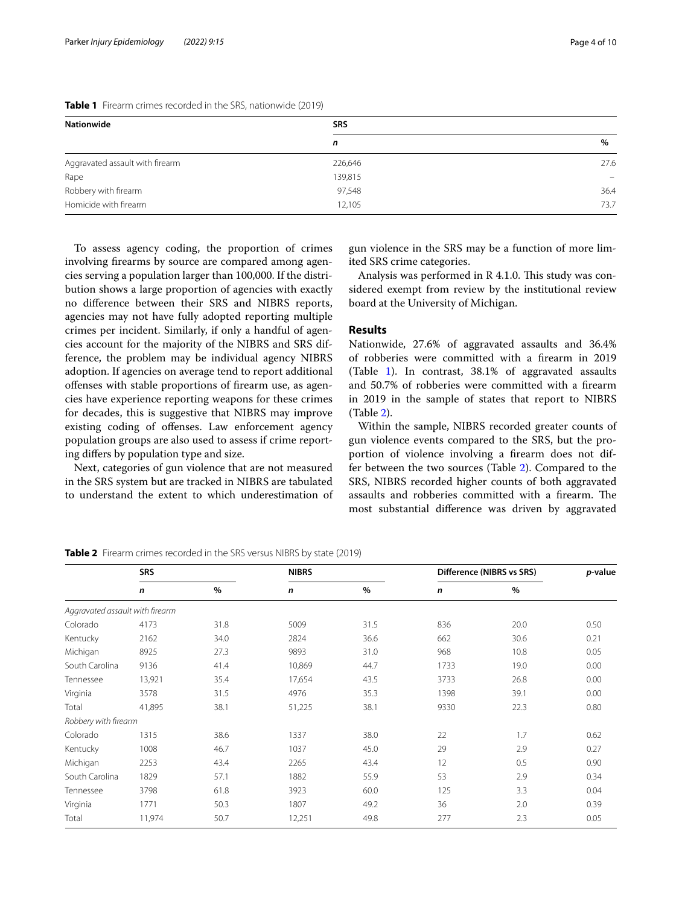**Table 1** Firearm crimes recorded in the SRS, nationwide (2019)

| Nationwide | SRS | |
|---|---|---|
| | *n* | % |
| Aggravated assault with firearm | 226,646 | 27.6 |
| Rape | 139,815 | – |
| Robbery with firearm | 97,548 | 36.4 |
| Homicide with firearm | 12,105 | 73.7 |

To assess agency coding, the proportion of crimes involving firearms by source are compared among agencies serving a population larger than 100,000. If the distribution shows a large proportion of agencies with exactly no difference between their SRS and NIBRS reports, agencies may not have fully adopted reporting multiple crimes per incident. Similarly, if only a handful of agencies account for the majority of the NIBRS and SRS difference, the problem may be individual agency NIBRS adoption. If agencies on average tend to report additional offenses with stable proportions of firearm use, as agencies have experience reporting weapons for these crimes for decades, this is suggestive that NIBRS may improve existing coding of offenses. Law enforcement agency population groups are also used to assess if crime reporting differs by population type and size.

Next, categories of gun violence that are not measured in the SRS system but are tracked in NIBRS are tabulated to understand the extent to which underestimation of gun violence in the SRS may be a function of more limited SRS crime categories.

Analysis was performed in R 4.1.0. This study was considered exempt from review by the institutional review board at the University of Michigan.

## Results

Nationwide, 27.6% of aggravated assaults and 36.4% of robberies were committed with a firearm in 2019 (Table 1). In contrast, 38.1% of aggravated assaults and 50.7% of robberies were committed with a firearm in 2019 in the sample of states that report to NIBRS (Table 2).

Within the sample, NIBRS recorded greater counts of gun violence events compared to the SRS, but the proportion of violence involving a firearm does not differ between the two sources (Table 2). Compared to the SRS, NIBRS recorded higher counts of both aggravated assaults and robberies committed with a firearm. The most substantial difference was driven by aggravated

**Table 2** Firearm crimes recorded in the SRS versus NIBRS by state (2019)

| | SRS | | NIBRS | | Difference (NIBRS vs SRS) | | *p*-value |
|---|---|---|---|---|---|---|---|
| | *n* | % | *n* | % | *n* | % | |
| *Aggravated assault with firearm* | | | | | | | |
| Colorado | 4173 | 31.8 | 5009 | 31.5 | 836 | 20.0 | 0.50 |
| Kentucky | 2162 | 34.0 | 2824 | 36.6 | 662 | 30.6 | 0.21 |
| Michigan | 8925 | 27.3 | 9893 | 31.0 | 968 | 10.8 | 0.05 |
| South Carolina | 9136 | 41.4 | 10,869 | 44.7 | 1733 | 19.0 | 0.00 |
| Tennessee | 13,921 | 35.4 | 17,654 | 43.5 | 3733 | 26.8 | 0.00 |
| Virginia | 3578 | 31.5 | 4976 | 35.3 | 1398 | 39.1 | 0.00 |
| Total | 41,895 | 38.1 | 51,225 | 38.1 | 9330 | 22.3 | 0.80 |
| *Robbery with firearm* | | | | | | | |
| Colorado | 1315 | 38.6 | 1337 | 38.0 | 22 | 1.7 | 0.62 |
| Kentucky | 1008 | 46.7 | 1037 | 45.0 | 29 | 2.9 | 0.27 |
| Michigan | 2253 | 43.4 | 2265 | 43.4 | 12 | 0.5 | 0.90 |
| South Carolina | 1829 | 57.1 | 1882 | 55.9 | 53 | 2.9 | 0.34 |
| Tennessee | 3798 | 61.8 | 3923 | 60.0 | 125 | 3.3 | 0.04 |
| Virginia | 1771 | 50.3 | 1807 | 49.2 | 36 | 2.0 | 0.39 |
| Total | 11,974 | 50.7 | 12,251 | 49.8 | 277 | 2.3 | 0.05 |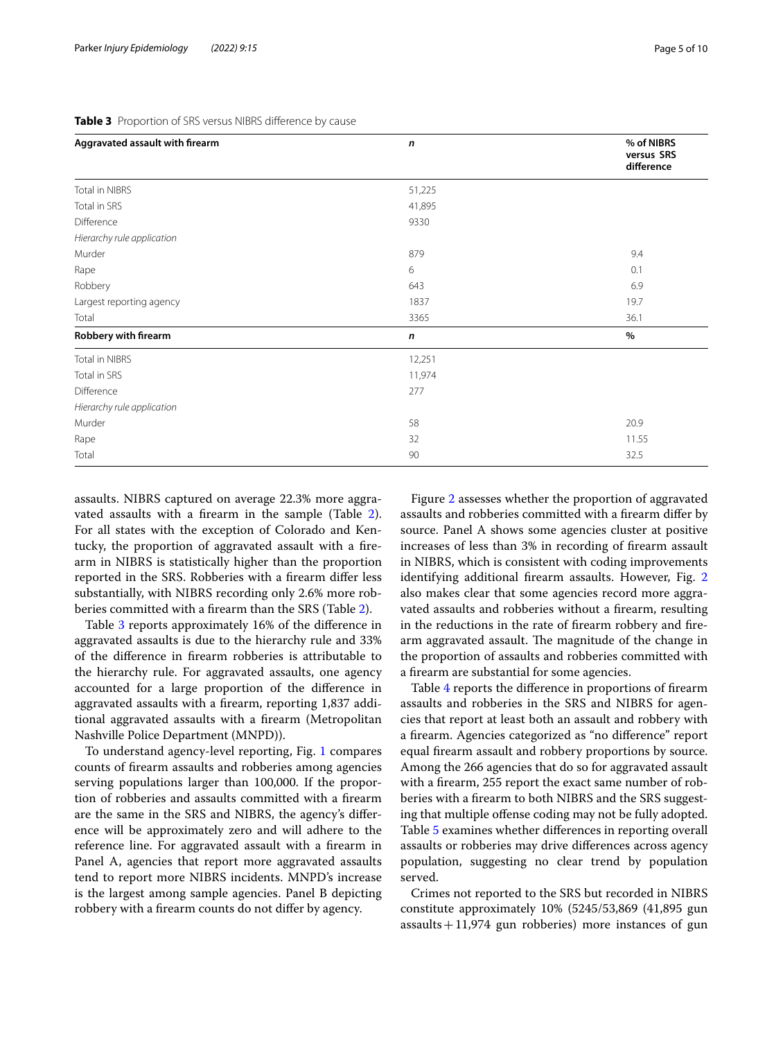**Table 3** Proportion of SRS versus NIBRS difference by cause

| Aggravated assault with firearm | *n* | % of NIBRS versus SRS difference |
|---|---|---|
| Total in NIBRS | 51,225 | |
| Total in SRS | 41,895 | |
| Difference | 9330 | |
| *Hierarchy rule application* | | |
| Murder | 879 | 9.4 |
| Rape | 6 | 0.1 |
| Robbery | 643 | 6.9 |
| Largest reporting agency | 1837 | 19.7 |
| Total | 3365 | 36.1 |
| **Robbery with firearm** | ***n*** | **%** |
| Total in NIBRS | 12,251 | |
| Total in SRS | 11,974 | |
| Difference | 277 | |
| *Hierarchy rule application* | | |
| Murder | 58 | 20.9 |
| Rape | 32 | 11.55 |
| Total | 90 | 32.5 |

assaults. NIBRS captured on average 22.3% more aggravated assaults with a firearm in the sample (Table 2). For all states with the exception of Colorado and Kentucky, the proportion of aggravated assault with a firearm in NIBRS is statistically higher than the proportion reported in the SRS. Robberies with a firearm differ less substantially, with NIBRS recording only 2.6% more robberies committed with a firearm than the SRS (Table 2).

Table 3 reports approximately 16% of the difference in aggravated assaults is due to the hierarchy rule and 33% of the difference in firearm robberies is attributable to the hierarchy rule. For aggravated assaults, one agency accounted for a large proportion of the difference in aggravated assaults with a firearm, reporting 1,837 additional aggravated assaults with a firearm (Metropolitan Nashville Police Department (MNPD)).

To understand agency-level reporting, Fig. 1 compares counts of firearm assaults and robberies among agencies serving populations larger than 100,000. If the proportion of robberies and assaults committed with a firearm are the same in the SRS and NIBRS, the agency's difference will be approximately zero and will adhere to the reference line. For aggravated assault with a firearm in Panel A, agencies that report more aggravated assaults tend to report more NIBRS incidents. MNPD's increase is the largest among sample agencies. Panel B depicting robbery with a firearm counts do not differ by agency.

Figure 2 assesses whether the proportion of aggravated assaults and robberies committed with a firearm differ by source. Panel A shows some agencies cluster at positive increases of less than 3% in recording of firearm assault in NIBRS, which is consistent with coding improvements identifying additional firearm assaults. However, Fig. 2 also makes clear that some agencies record more aggravated assaults and robberies without a firearm, resulting in the reductions in the rate of firearm robbery and firearm aggravated assault. The magnitude of the change in the proportion of assaults and robberies committed with a firearm are substantial for some agencies.

Table 4 reports the difference in proportions of firearm assaults and robberies in the SRS and NIBRS for agencies that report at least both an assault and robbery with a firearm. Agencies categorized as "no difference" report equal firearm assault and robbery proportions by source. Among the 266 agencies that do so for aggravated assault with a firearm, 255 report the exact same number of robberies with a firearm to both NIBRS and the SRS suggesting that multiple offense coding may not be fully adopted. Table 5 examines whether differences in reporting overall assaults or robberies may drive differences across agency population, suggesting no clear trend by population served.

Crimes not reported to the SRS but recorded in NIBRS constitute approximately 10% (5245/53,869 (41,895 gun assaults + 11,974 gun robberies) more instances of gun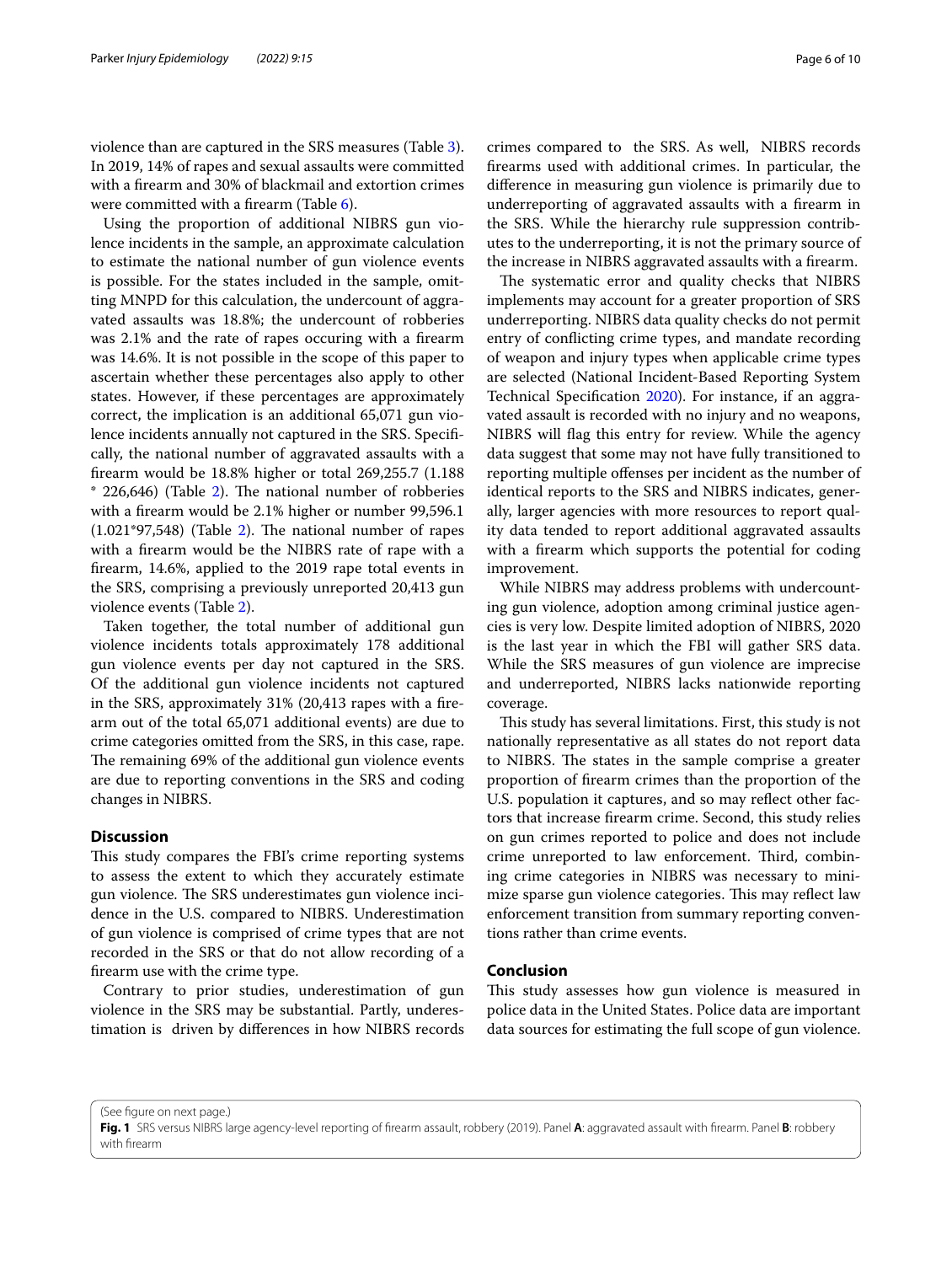violence than are captured in the SRS measures (Table 3). In 2019, 14% of rapes and sexual assaults were committed with a firearm and 30% of blackmail and extortion crimes were committed with a firearm (Table 6).

Using the proportion of additional NIBRS gun violence incidents in the sample, an approximate calculation to estimate the national number of gun violence events is possible. For the states included in the sample, omitting MNPD for this calculation, the undercount of aggravated assaults was 18.8%; the undercount of robberies was 2.1% and the rate of rapes occuring with a firearm was 14.6%. It is not possible in the scope of this paper to ascertain whether these percentages also apply to other states. However, if these percentages are approximately correct, the implication is an additional 65,071 gun violence incidents annually not captured in the SRS. Specifically, the national number of aggravated assaults with a firearm would be 18.8% higher or total 269,255.7 (1.188 * 226,646) (Table 2). The national number of robberies with a firearm would be 2.1% higher or number 99,596.1 (1.021*97,548) (Table 2). The national number of rapes with a firearm would be the NIBRS rate of rape with a firearm, 14.6%, applied to the 2019 rape total events in the SRS, comprising a previously unreported 20,413 gun violence events (Table 2).

Taken together, the total number of additional gun violence incidents totals approximately 178 additional gun violence events per day not captured in the SRS. Of the additional gun violence incidents not captured in the SRS, approximately 31% (20,413 rapes with a firearm out of the total 65,071 additional events) are due to crime categories omitted from the SRS, in this case, rape. The remaining 69% of the additional gun violence events are due to reporting conventions in the SRS and coding changes in NIBRS.

## Discussion

This study compares the FBI's crime reporting systems to assess the extent to which they accurately estimate gun violence. The SRS underestimates gun violence incidence in the U.S. compared to NIBRS. Underestimation of gun violence is comprised of crime types that are not recorded in the SRS or that do not allow recording of a firearm use with the crime type.

Contrary to prior studies, underestimation of gun violence in the SRS may be substantial. Partly, underestimation is driven by differences in how NIBRS records crimes compared to the SRS. As well, NIBRS records firearms used with additional crimes. In particular, the difference in measuring gun violence is primarily due to underreporting of aggravated assaults with a firearm in the SRS. While the hierarchy rule suppression contributes to the underreporting, it is not the primary source of the increase in NIBRS aggravated assaults with a firearm.

The systematic error and quality checks that NIBRS implements may account for a greater proportion of SRS underreporting. NIBRS data quality checks do not permit entry of conflicting crime types, and mandate recording of weapon and injury types when applicable crime types are selected (National Incident-Based Reporting System Technical Specification 2020). For instance, if an aggravated assault is recorded with no injury and no weapons, NIBRS will flag this entry for review. While the agency data suggest that some may not have fully transitioned to reporting multiple offenses per incident as the number of identical reports to the SRS and NIBRS indicates, generally, larger agencies with more resources to report quality data tended to report additional aggravated assaults with a firearm which supports the potential for coding improvement.

While NIBRS may address problems with undercounting gun violence, adoption among criminal justice agencies is very low. Despite limited adoption of NIBRS, 2020 is the last year in which the FBI will gather SRS data. While the SRS measures of gun violence are imprecise and underreported, NIBRS lacks nationwide reporting coverage.

This study has several limitations. First, this study is not nationally representative as all states do not report data to NIBRS. The states in the sample comprise a greater proportion of firearm crimes than the proportion of the U.S. population it captures, and so may reflect other factors that increase firearm crime. Second, this study relies on gun crimes reported to police and does not include crime unreported to law enforcement. Third, combining crime categories in NIBRS was necessary to minimize sparse gun violence categories. This may reflect law enforcement transition from summary reporting conventions rather than crime events.

## Conclusion

This study assesses how gun violence is measured in police data in the United States. Police data are important data sources for estimating the full scope of gun violence.

(See figure on next page.)

**Fig. 1** SRS versus NIBRS large agency-level reporting of firearm assault, robbery (2019). Panel **A**: aggravated assault with firearm. Panel **B**: robbery with firearm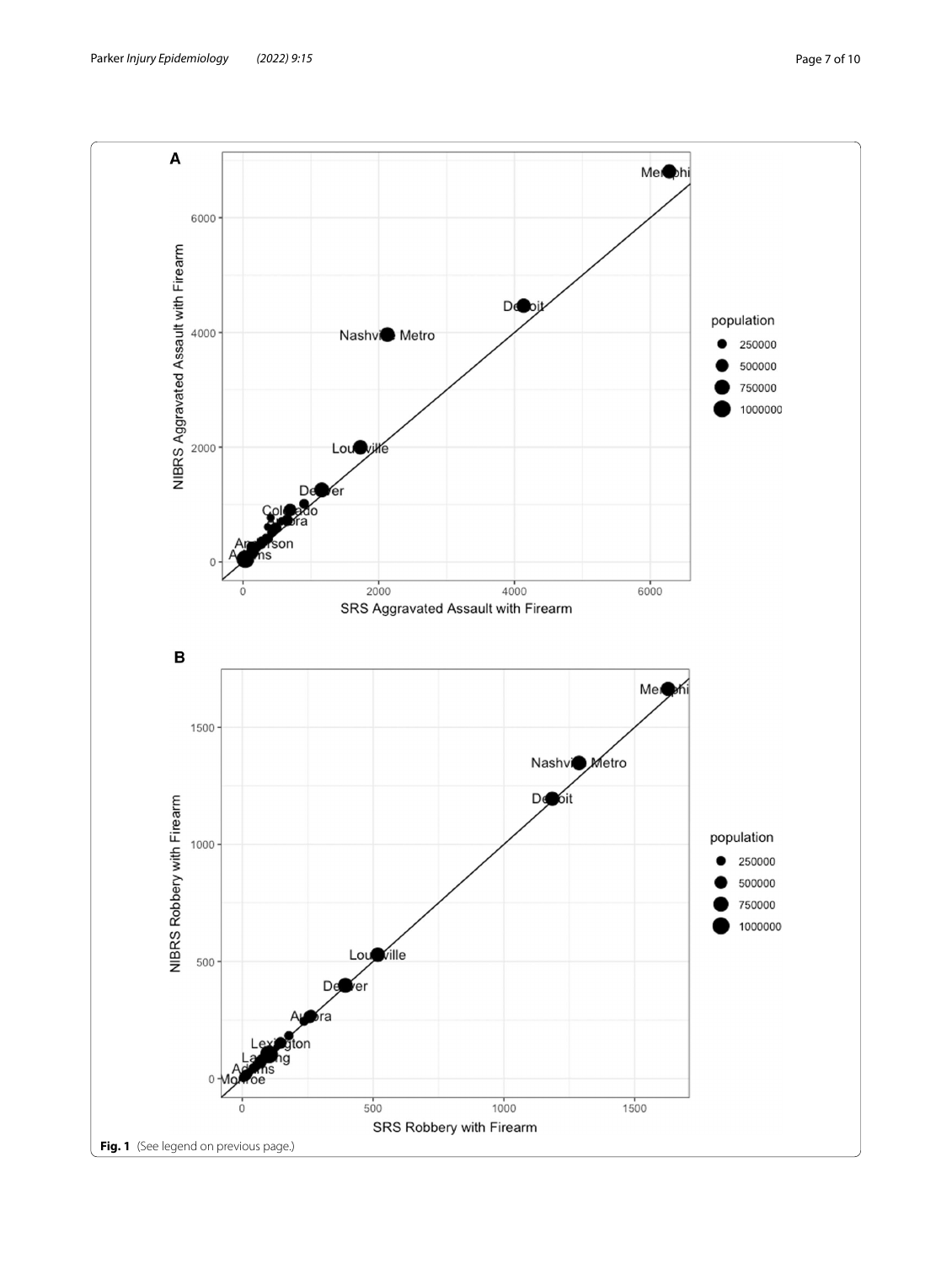**Fig. 1** (See legend on previous page.)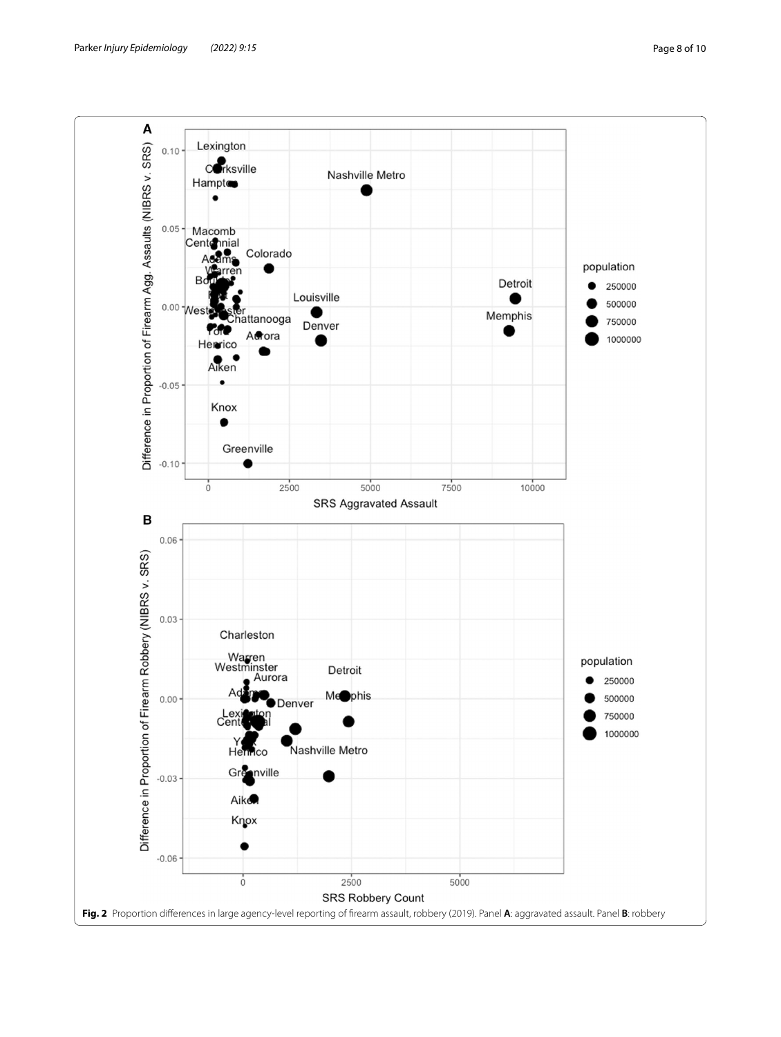**Fig. 2** Proportion differences in large agency-level reporting of firearm assault, robbery (2019). Panel **A**: aggravated assault. Panel **B**: robbery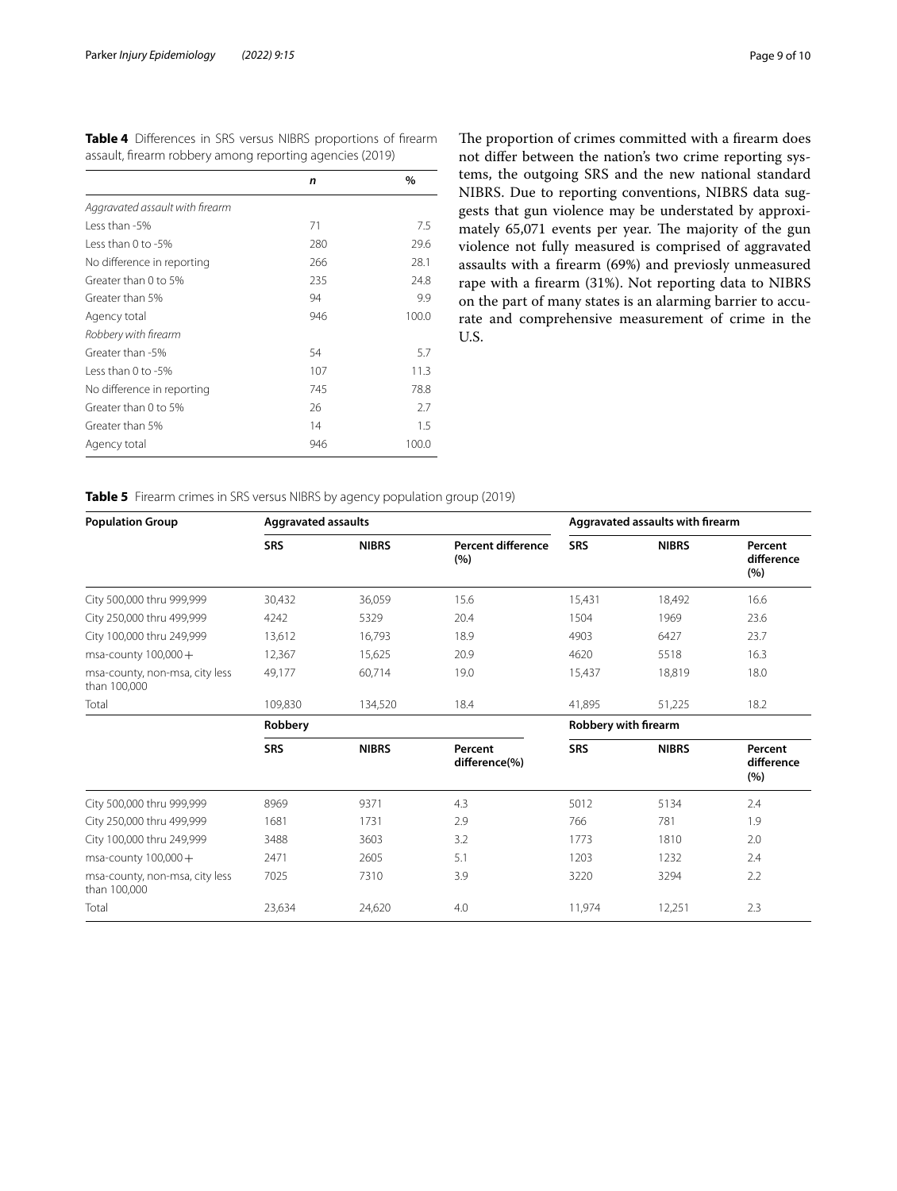**Table 4** Differences in SRS versus NIBRS proportions of firearm assault, firearm robbery among reporting agencies (2019)

| | *n* | % |
|---|---|---|
| *Aggravated assault with firearm* | | |
| Less than -5% | 71 | 7.5 |
| Less than 0 to -5% | 280 | 29.6 |
| No difference in reporting | 266 | 28.1 |
| Greater than 0 to 5% | 235 | 24.8 |
| Greater than 5% | 94 | 9.9 |
| Agency total | 946 | 100.0 |
| *Robbery with firearm* | | |
| Greater than -5% | 54 | 5.7 |
| Less than 0 to -5% | 107 | 11.3 |
| No difference in reporting | 745 | 78.8 |
| Greater than 0 to 5% | 26 | 2.7 |
| Greater than 5% | 14 | 1.5 |
| Agency total | 946 | 100.0 |

The proportion of crimes committed with a firearm does not differ between the nation's two crime reporting systems, the outgoing SRS and the new national standard NIBRS. Due to reporting conventions, NIBRS data suggests that gun violence may be understated by approximately 65,071 events per year. The majority of the gun violence not fully measured is comprised of aggravated assaults with a firearm (69%) and previosly unmeasured rape with a firearm (31%). Not reporting data to NIBRS on the part of many states is an alarming barrier to accurate and comprehensive measurement of crime in the U.S.

**Table 5** Firearm crimes in SRS versus NIBRS by agency population group (2019)

| Population Group | Aggravated assaults | | | Aggravated assaults with firearm | | |
|---|---|---|---|---|---|---|
| | SRS | NIBRS | Percent difference (%) | SRS | NIBRS | Percent difference (%) |
| City 500,000 thru 999,999 | 30,432 | 36,059 | 15.6 | 15,431 | 18,492 | 16.6 |
| City 250,000 thru 499,999 | 4242 | 5329 | 20.4 | 1504 | 1969 | 23.6 |
| City 100,000 thru 249,999 | 13,612 | 16,793 | 18.9 | 4903 | 6427 | 23.7 |
| msa-county 100,000+ | 12,367 | 15,625 | 20.9 | 4620 | 5518 | 16.3 |
| msa-county, non-msa, city less than 100,000 | 49,177 | 60,714 | 19.0 | 15,437 | 18,819 | 18.0 |
| Total | 109,830 | 134,520 | 18.4 | 41,895 | 51,225 | 18.2 |
| | **Robbery** | | | **Robbery with firearm** | | |
| | SRS | NIBRS | Percent difference(%) | SRS | NIBRS | Percent difference (%) |
| City 500,000 thru 999,999 | 8969 | 9371 | 4.3 | 5012 | 5134 | 2.4 |
| City 250,000 thru 499,999 | 1681 | 1731 | 2.9 | 766 | 781 | 1.9 |
| City 100,000 thru 249,999 | 3488 | 3603 | 3.2 | 1773 | 1810 | 2.0 |
| msa-county 100,000+ | 2471 | 2605 | 5.1 | 1203 | 1232 | 2.4 |
| msa-county, non-msa, city less than 100,000 | 7025 | 7310 | 3.9 | 3220 | 3294 | 2.2 |
| Total | 23,634 | 24,620 | 4.0 | 11,974 | 12,251 | 2.3 |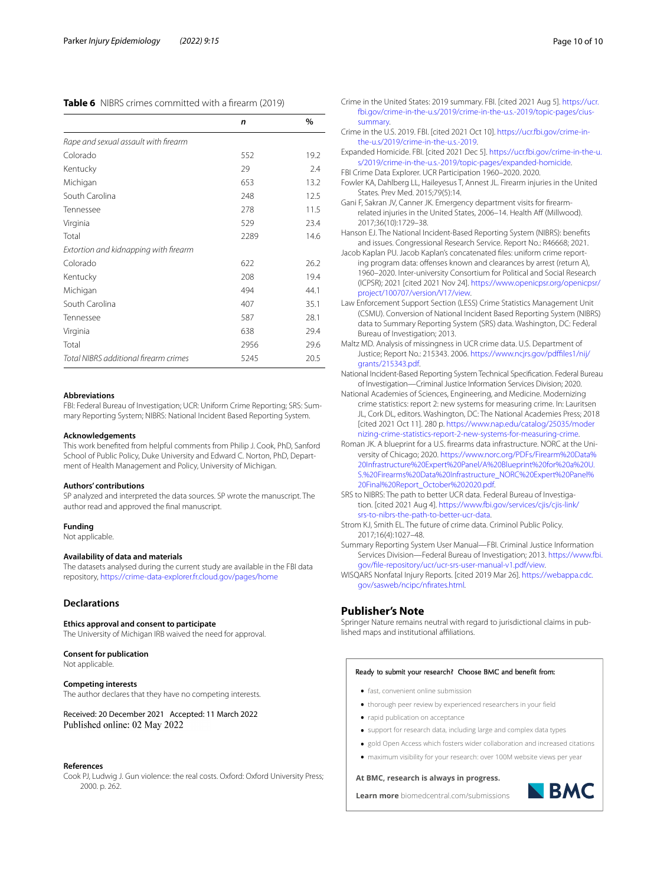**Table 6** NIBRS crimes committed with a firearm (2019)

| | *n* | % |
|---|---|---|
| *Rape and sexual assault with firearm* | | |
| Colorado | 552 | 19.2 |
| Kentucky | 29 | 2.4 |
| Michigan | 653 | 13.2 |
| South Carolina | 248 | 12.5 |
| Tennessee | 278 | 11.5 |
| Virginia | 529 | 23.4 |
| Total | 2289 | 14.6 |
| *Extortion and kidnapping with firearm* | | |
| Colorado | 622 | 26.2 |
| Kentucky | 208 | 19.4 |
| Michigan | 494 | 44.1 |
| South Carolina | 407 | 35.1 |
| Tennessee | 587 | 28.1 |
| Virginia | 638 | 29.4 |
| Total | 2956 | 29.6 |
| *Total NIBRS additional firearm crimes* | 5245 | 20.5 |

#### Abbreviations
FBI: Federal Bureau of Investigation; UCR: Uniform Crime Reporting; SRS: Summary Reporting System; NIBRS: National Incident Based Reporting System.

#### Acknowledgements
This work benefited from helpful comments from Philip J. Cook, PhD, Sanford School of Public Policy, Duke University and Edward C. Norton, PhD, Department of Health Management and Policy, University of Michigan.

#### Authors' contributions
SP analyzed and interpreted the data sources. SP wrote the manuscript. The author read and approved the final manuscript.

#### Funding
Not applicable.

#### Availability of data and materials
The datasets analysed during the current study are available in the FBI data repository, https://crime-data-explorer.fr.cloud.gov/pages/home

## Declarations

#### Ethics approval and consent to participate
The University of Michigan IRB waived the need for approval.

#### Consent for publication
Not applicable.

#### Competing interests
The author declares that they have no competing interests.

Received: 20 December 2021 Accepted: 11 March 2022
Published online: 02 May 2022

#### References
Cook PJ, Ludwig J. Gun violence: the real costs. Oxford: Oxford University Press; 2000. p. 262.

Crime in the United States: 2019 summary. FBI. [cited 2021 Aug 5]. https://ucr.fbi.gov/crime-in-the-u.s/2019/crime-in-the-u.s.-2019/topic-pages/cius-summary.

Crime in the U.S. 2019. FBI. [cited 2021 Oct 10]. https://ucr.fbi.gov/crime-in-the-u.s/2019/crime-in-the-u.s.-2019.

Expanded Homicide. FBI. [cited 2021 Dec 5]. https://ucr.fbi.gov/crime-in-the-u.s/2019/crime-in-the-u.s.-2019/topic-pages/expanded-homicide.

FBI Crime Data Explorer. UCR Participation 1960–2020. 2020.

Fowler KA, Dahlberg LL, Haileyesus T, Annest JL. Firearm injuries in the United States. Prev Med. 2015;79(5):14.

Gani F, Sakran JV, Canner JK. Emergency department visits for firearm-related injuries in the United States, 2006–14. Health Aff (Millwood). 2017;36(10):1729–38.

Hanson EJ. The National Incident-Based Reporting System (NIBRS): benefits and issues. Congressional Research Service. Report No.: R46668; 2021.

Jacob Kaplan PU. Jacob Kaplan's concatenated files: uniform crime reporting program data: offenses known and clearances by arrest (return A), 1960–2020. Inter-university Consortium for Political and Social Research (ICPSR); 2021 [cited 2021 Nov 24]. https://www.openicpsr.org/openicpsr/project/100707/version/V17/view.

Law Enforcement Support Section (LESS) Crime Statistics Management Unit (CSMU). Conversion of National Incident Based Reporting System (NIBRS) data to Summary Reporting System (SRS) data. Washington, DC: Federal Bureau of Investigation; 2013.

Maltz MD. Analysis of missingness in UCR crime data. U.S. Department of Justice; Report No.: 215343. 2006. https://www.ncjrs.gov/pdffiles1/nij/grants/215343.pdf.

National Incident-Based Reporting System Technical Specification. Federal Bureau of Investigation—Criminal Justice Information Services Division; 2020.

National Academies of Sciences, Engineering, and Medicine. Modernizing crime statistics: report 2: new systems for measuring crime. In: Lauritsen JL, Cork DL, editors. Washington, DC: The National Academies Press; 2018 [cited 2021 Oct 11]. 280 p. https://www.nap.edu/catalog/25035/modernizing-crime-statistics-report-2-new-systems-for-measuring-crime.

Roman JK. A blueprint for a U.S. firearms data infrastructure. NORC at the University of Chicago; 2020. https://www.norc.org/PDFs/Firearm%20Data%20Infrastructure%20Expert%20Panel/A%20Blueprint%20for%20a%20U.S.%20Firearms%20Data%20Infrastructure_NORC%20Expert%20Panel%20Final%20Report_October%202020.pdf.

SRS to NIBRS: The path to better UCR data. Federal Bureau of Investigation. [cited 2021 Aug 4]. https://www.fbi.gov/services/cjis/cjis-link/srs-to-nibrs-the-path-to-better-ucr-data.

Strom KJ, Smith EL. The future of crime data. Criminol Public Policy. 2017;16(4):1027–48.

Summary Reporting System User Manual—FBI. Criminal Justice Information Services Division—Federal Bureau of Investigation; 2013. https://www.fbi.gov/file-repository/ucr/ucr-srs-user-manual-v1.pdf/view.

WISQARS Nonfatal Injury Reports. [cited 2019 Mar 26]. https://webappa.cdc.gov/sasweb/ncipc/nfirates.html.

## Publisher's Note
Springer Nature remains neutral with regard to jurisdictional claims in published maps and institutional affiliations.

Ready to submit your research? Choose BMC and benefit from:

- fast, convenient online submission
- thorough peer review by experienced researchers in your field
- rapid publication on acceptance
- support for research data, including large and complex data types
- gold Open Access which fosters wider collaboration and increased citations
- maximum visibility for your research: over 100M website views per year

**At BMC, research is always in progress.**

**Learn more** biomedcentral.com/submissions

BMC